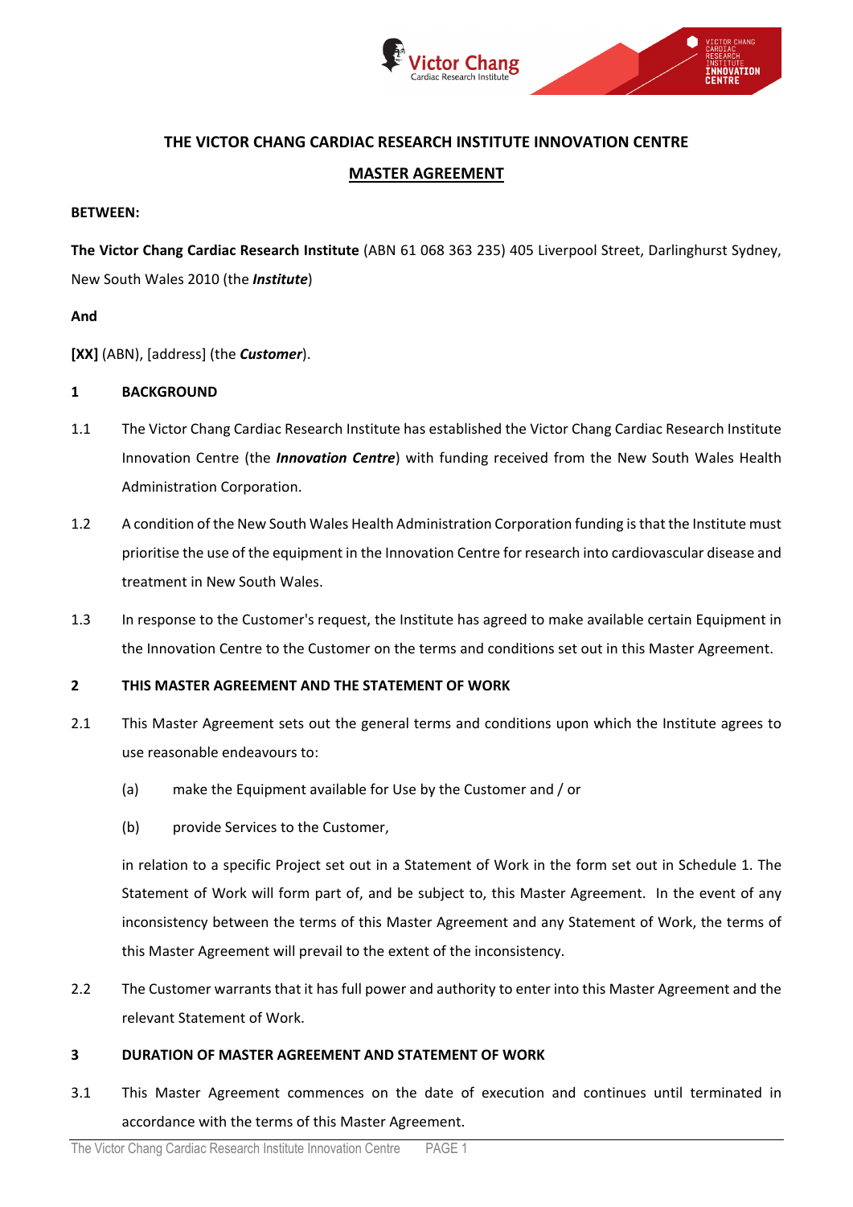# THE VICTOR CHANG CARDIAC RESEARCH INSTITUTE INNOVATION CENTRE

## MASTER AGREEMENT

**BETWEEN:**

**The Victor Chang Cardiac Research Institute** (ABN 61 068 363 235) 405 Liverpool Street, Darlinghurst Sydney, New South Wales 2010 (the ***Institute***)

**And**

**[XX]** (ABN), [address] (the ***Customer***).

**1 BACKGROUND**

1.1 The Victor Chang Cardiac Research Institute has established the Victor Chang Cardiac Research Institute Innovation Centre (the ***Innovation Centre***) with funding received from the New South Wales Health Administration Corporation.

1.2 A condition of the New South Wales Health Administration Corporation funding is that the Institute must prioritise the use of the equipment in the Innovation Centre for research into cardiovascular disease and treatment in New South Wales.

1.3 In response to the Customer's request, the Institute has agreed to make available certain Equipment in the Innovation Centre to the Customer on the terms and conditions set out in this Master Agreement.

**2 THIS MASTER AGREEMENT AND THE STATEMENT OF WORK**

2.1 This Master Agreement sets out the general terms and conditions upon which the Institute agrees to use reasonable endeavours to:

(a) make the Equipment available for Use by the Customer and / or

(b) provide Services to the Customer,

in relation to a specific Project set out in a Statement of Work in the form set out in Schedule 1. The Statement of Work will form part of, and be subject to, this Master Agreement. In the event of any inconsistency between the terms of this Master Agreement and any Statement of Work, the terms of this Master Agreement will prevail to the extent of the inconsistency.

2.2 The Customer warrants that it has full power and authority to enter into this Master Agreement and the relevant Statement of Work.

**3 DURATION OF MASTER AGREEMENT AND STATEMENT OF WORK**

3.1 This Master Agreement commences on the date of execution and continues until terminated in accordance with the terms of this Master Agreement.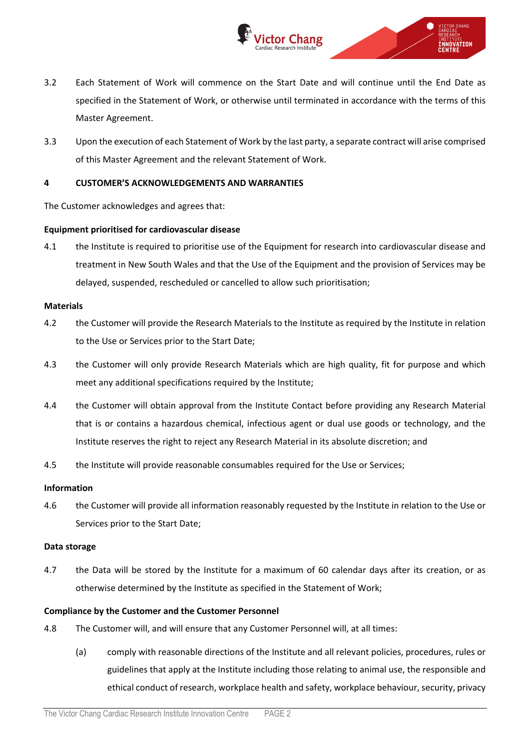3.2 Each Statement of Work will commence on the Start Date and will continue until the End Date as specified in the Statement of Work, or otherwise until terminated in accordance with the terms of this Master Agreement.

3.3 Upon the execution of each Statement of Work by the last party, a separate contract will arise comprised of this Master Agreement and the relevant Statement of Work.

## 4 CUSTOMER'S ACKNOWLEDGEMENTS AND WARRANTIES

The Customer acknowledges and agrees that:

**Equipment prioritised for cardiovascular disease**

4.1 the Institute is required to prioritise use of the Equipment for research into cardiovascular disease and treatment in New South Wales and that the Use of the Equipment and the provision of Services may be delayed, suspended, rescheduled or cancelled to allow such prioritisation;

**Materials**

4.2 the Customer will provide the Research Materials to the Institute as required by the Institute in relation to the Use or Services prior to the Start Date;

4.3 the Customer will only provide Research Materials which are high quality, fit for purpose and which meet any additional specifications required by the Institute;

4.4 the Customer will obtain approval from the Institute Contact before providing any Research Material that is or contains a hazardous chemical, infectious agent or dual use goods or technology, and the Institute reserves the right to reject any Research Material in its absolute discretion; and

4.5 the Institute will provide reasonable consumables required for the Use or Services;

**Information**

4.6 the Customer will provide all information reasonably requested by the Institute in relation to the Use or Services prior to the Start Date;

**Data storage**

4.7 the Data will be stored by the Institute for a maximum of 60 calendar days after its creation, or as otherwise determined by the Institute as specified in the Statement of Work;

**Compliance by the Customer and the Customer Personnel**

4.8 The Customer will, and will ensure that any Customer Personnel will, at all times:

(a) comply with reasonable directions of the Institute and all relevant policies, procedures, rules or guidelines that apply at the Institute including those relating to animal use, the responsible and ethical conduct of research, workplace health and safety, workplace behaviour, security, privacy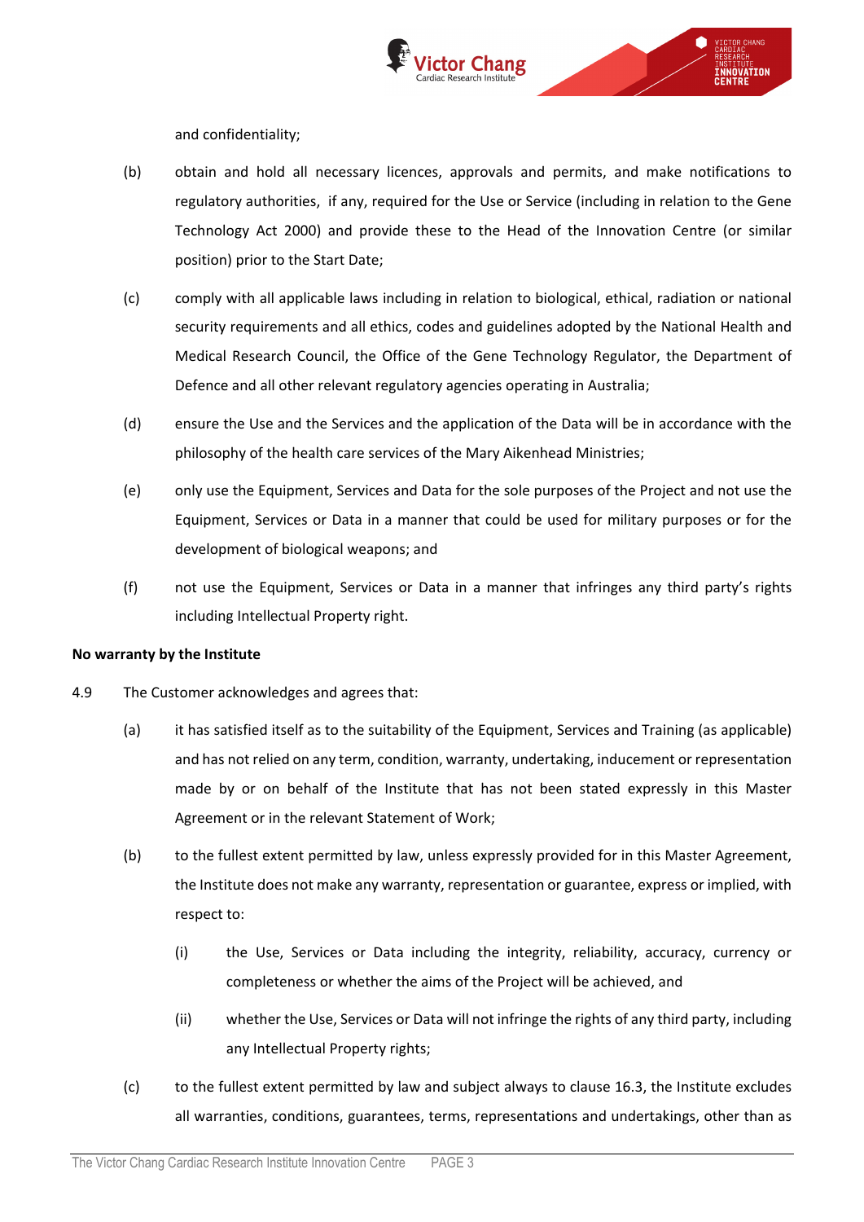and confidentiality;

(b) obtain and hold all necessary licences, approvals and permits, and make notifications to regulatory authorities, if any, required for the Use or Service (including in relation to the Gene Technology Act 2000) and provide these to the Head of the Innovation Centre (or similar position) prior to the Start Date;

(c) comply with all applicable laws including in relation to biological, ethical, radiation or national security requirements and all ethics, codes and guidelines adopted by the National Health and Medical Research Council, the Office of the Gene Technology Regulator, the Department of Defence and all other relevant regulatory agencies operating in Australia;

(d) ensure the Use and the Services and the application of the Data will be in accordance with the philosophy of the health care services of the Mary Aikenhead Ministries;

(e) only use the Equipment, Services and Data for the sole purposes of the Project and not use the Equipment, Services or Data in a manner that could be used for military purposes or for the development of biological weapons; and

(f) not use the Equipment, Services or Data in a manner that infringes any third party's rights including Intellectual Property right.

**No warranty by the Institute**

4.9 The Customer acknowledges and agrees that:

(a) it has satisfied itself as to the suitability of the Equipment, Services and Training (as applicable) and has not relied on any term, condition, warranty, undertaking, inducement or representation made by or on behalf of the Institute that has not been stated expressly in this Master Agreement or in the relevant Statement of Work;

(b) to the fullest extent permitted by law, unless expressly provided for in this Master Agreement, the Institute does not make any warranty, representation or guarantee, express or implied, with respect to:

(i) the Use, Services or Data including the integrity, reliability, accuracy, currency or completeness or whether the aims of the Project will be achieved, and

(ii) whether the Use, Services or Data will not infringe the rights of any third party, including any Intellectual Property rights;

(c) to the fullest extent permitted by law and subject always to clause 16.3, the Institute excludes all warranties, conditions, guarantees, terms, representations and undertakings, other than as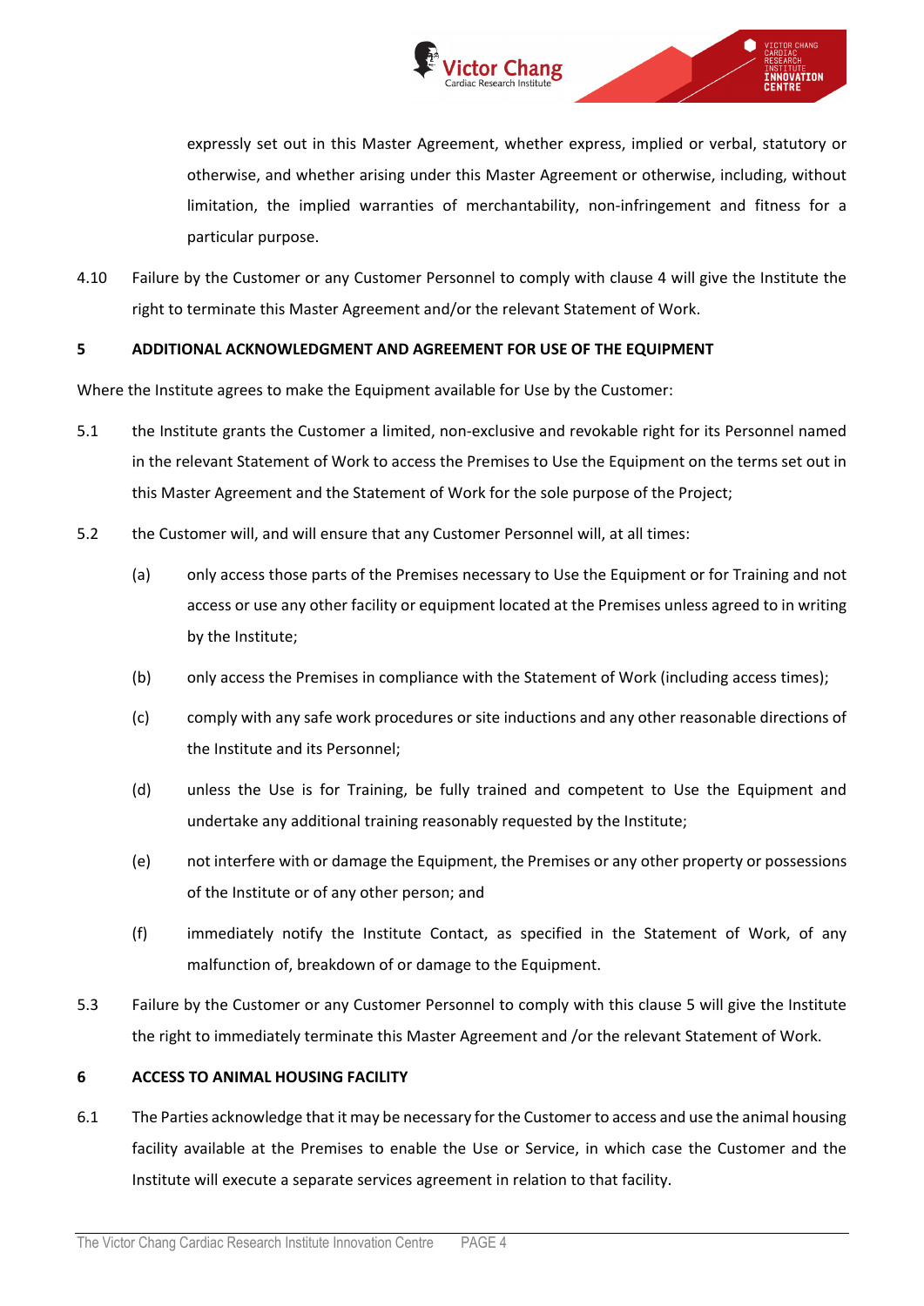expressly set out in this Master Agreement, whether express, implied or verbal, statutory or otherwise, and whether arising under this Master Agreement or otherwise, including, without limitation, the implied warranties of merchantability, non-infringement and fitness for a particular purpose.

4.10 Failure by the Customer or any Customer Personnel to comply with clause 4 will give the Institute the right to terminate this Master Agreement and/or the relevant Statement of Work.

## 5 ADDITIONAL ACKNOWLEDGMENT AND AGREEMENT FOR USE OF THE EQUIPMENT

Where the Institute agrees to make the Equipment available for Use by the Customer:

5.1 the Institute grants the Customer a limited, non-exclusive and revokable right for its Personnel named in the relevant Statement of Work to access the Premises to Use the Equipment on the terms set out in this Master Agreement and the Statement of Work for the sole purpose of the Project;

5.2 the Customer will, and will ensure that any Customer Personnel will, at all times:

(a) only access those parts of the Premises necessary to Use the Equipment or for Training and not access or use any other facility or equipment located at the Premises unless agreed to in writing by the Institute;

(b) only access the Premises in compliance with the Statement of Work (including access times);

(c) comply with any safe work procedures or site inductions and any other reasonable directions of the Institute and its Personnel;

(d) unless the Use is for Training, be fully trained and competent to Use the Equipment and undertake any additional training reasonably requested by the Institute;

(e) not interfere with or damage the Equipment, the Premises or any other property or possessions of the Institute or of any other person; and

(f) immediately notify the Institute Contact, as specified in the Statement of Work, of any malfunction of, breakdown of or damage to the Equipment.

5.3 Failure by the Customer or any Customer Personnel to comply with this clause 5 will give the Institute the right to immediately terminate this Master Agreement and /or the relevant Statement of Work.

## 6 ACCESS TO ANIMAL HOUSING FACILITY

6.1 The Parties acknowledge that it may be necessary for the Customer to access and use the animal housing facility available at the Premises to enable the Use or Service, in which case the Customer and the Institute will execute a separate services agreement in relation to that facility.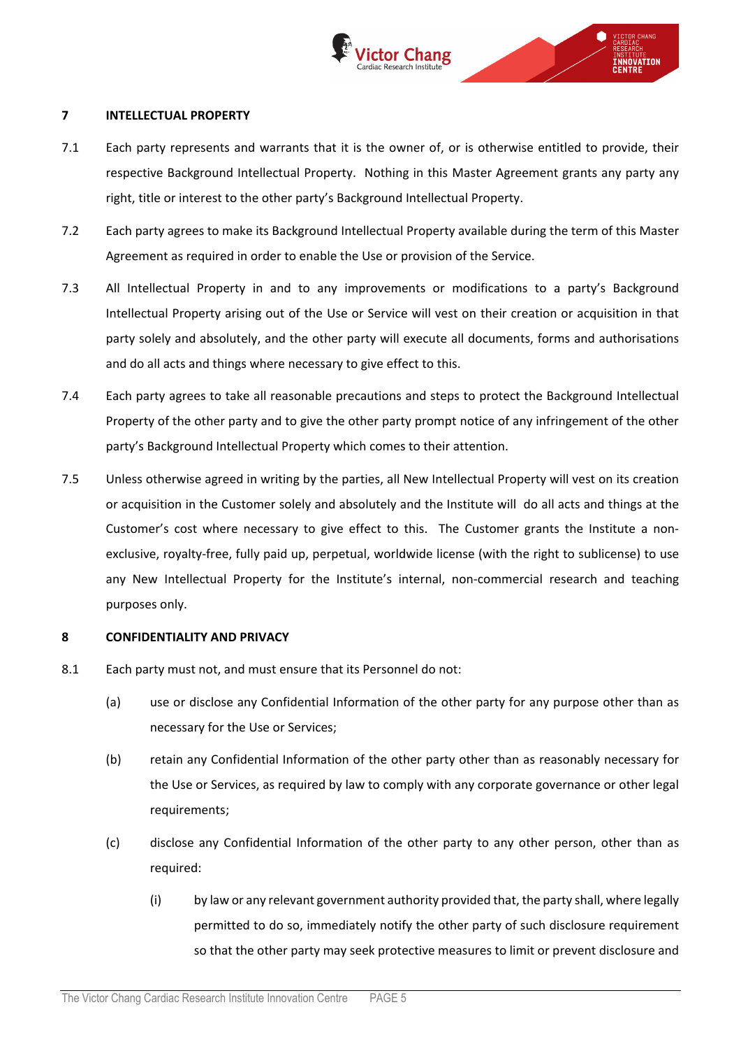## 7 INTELLECTUAL PROPERTY

7.1 Each party represents and warrants that it is the owner of, or is otherwise entitled to provide, their respective Background Intellectual Property. Nothing in this Master Agreement grants any party any right, title or interest to the other party's Background Intellectual Property.

7.2 Each party agrees to make its Background Intellectual Property available during the term of this Master Agreement as required in order to enable the Use or provision of the Service.

7.3 All Intellectual Property in and to any improvements or modifications to a party's Background Intellectual Property arising out of the Use or Service will vest on their creation or acquisition in that party solely and absolutely, and the other party will execute all documents, forms and authorisations and do all acts and things where necessary to give effect to this.

7.4 Each party agrees to take all reasonable precautions and steps to protect the Background Intellectual Property of the other party and to give the other party prompt notice of any infringement of the other party's Background Intellectual Property which comes to their attention.

7.5 Unless otherwise agreed in writing by the parties, all New Intellectual Property will vest on its creation or acquisition in the Customer solely and absolutely and the Institute will do all acts and things at the Customer's cost where necessary to give effect to this. The Customer grants the Institute a non-exclusive, royalty-free, fully paid up, perpetual, worldwide license (with the right to sublicense) to use any New Intellectual Property for the Institute's internal, non-commercial research and teaching purposes only.

## 8 CONFIDENTIALITY AND PRIVACY

8.1 Each party must not, and must ensure that its Personnel do not:

(a) use or disclose any Confidential Information of the other party for any purpose other than as necessary for the Use or Services;

(b) retain any Confidential Information of the other party other than as reasonably necessary for the Use or Services, as required by law to comply with any corporate governance or other legal requirements;

(c) disclose any Confidential Information of the other party to any other person, other than as required:

(i) by law or any relevant government authority provided that, the party shall, where legally permitted to do so, immediately notify the other party of such disclosure requirement so that the other party may seek protective measures to limit or prevent disclosure and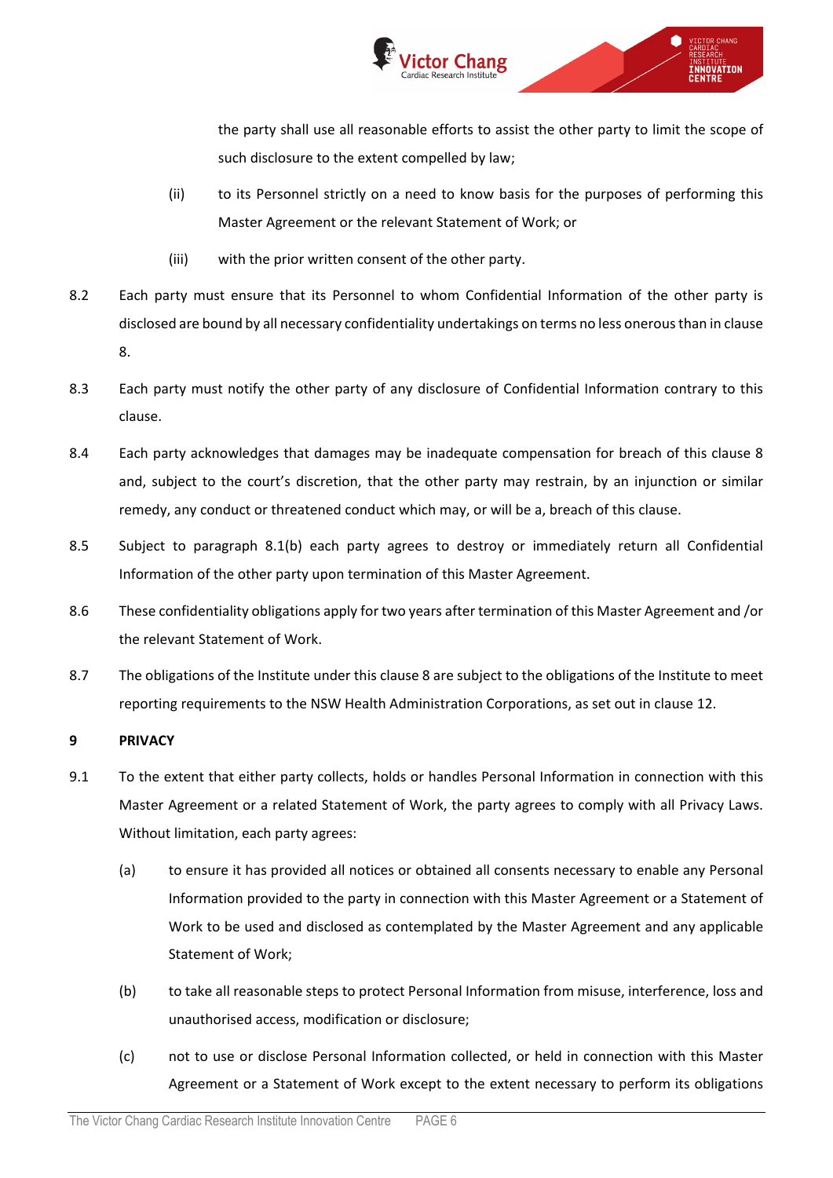the party shall use all reasonable efforts to assist the other party to limit the scope of such disclosure to the extent compelled by law;

(ii) to its Personnel strictly on a need to know basis for the purposes of performing this Master Agreement or the relevant Statement of Work; or

(iii) with the prior written consent of the other party.

8.2 Each party must ensure that its Personnel to whom Confidential Information of the other party is disclosed are bound by all necessary confidentiality undertakings on terms no less onerous than in clause 8.

8.3 Each party must notify the other party of any disclosure of Confidential Information contrary to this clause.

8.4 Each party acknowledges that damages may be inadequate compensation for breach of this clause 8 and, subject to the court's discretion, that the other party may restrain, by an injunction or similar remedy, any conduct or threatened conduct which may, or will be a, breach of this clause.

8.5 Subject to paragraph 8.1(b) each party agrees to destroy or immediately return all Confidential Information of the other party upon termination of this Master Agreement.

8.6 These confidentiality obligations apply for two years after termination of this Master Agreement and /or the relevant Statement of Work.

8.7 The obligations of the Institute under this clause 8 are subject to the obligations of the Institute to meet reporting requirements to the NSW Health Administration Corporations, as set out in clause 12.

## 9 PRIVACY

9.1 To the extent that either party collects, holds or handles Personal Information in connection with this Master Agreement or a related Statement of Work, the party agrees to comply with all Privacy Laws. Without limitation, each party agrees:

(a) to ensure it has provided all notices or obtained all consents necessary to enable any Personal Information provided to the party in connection with this Master Agreement or a Statement of Work to be used and disclosed as contemplated by the Master Agreement and any applicable Statement of Work;

(b) to take all reasonable steps to protect Personal Information from misuse, interference, loss and unauthorised access, modification or disclosure;

(c) not to use or disclose Personal Information collected, or held in connection with this Master Agreement or a Statement of Work except to the extent necessary to perform its obligations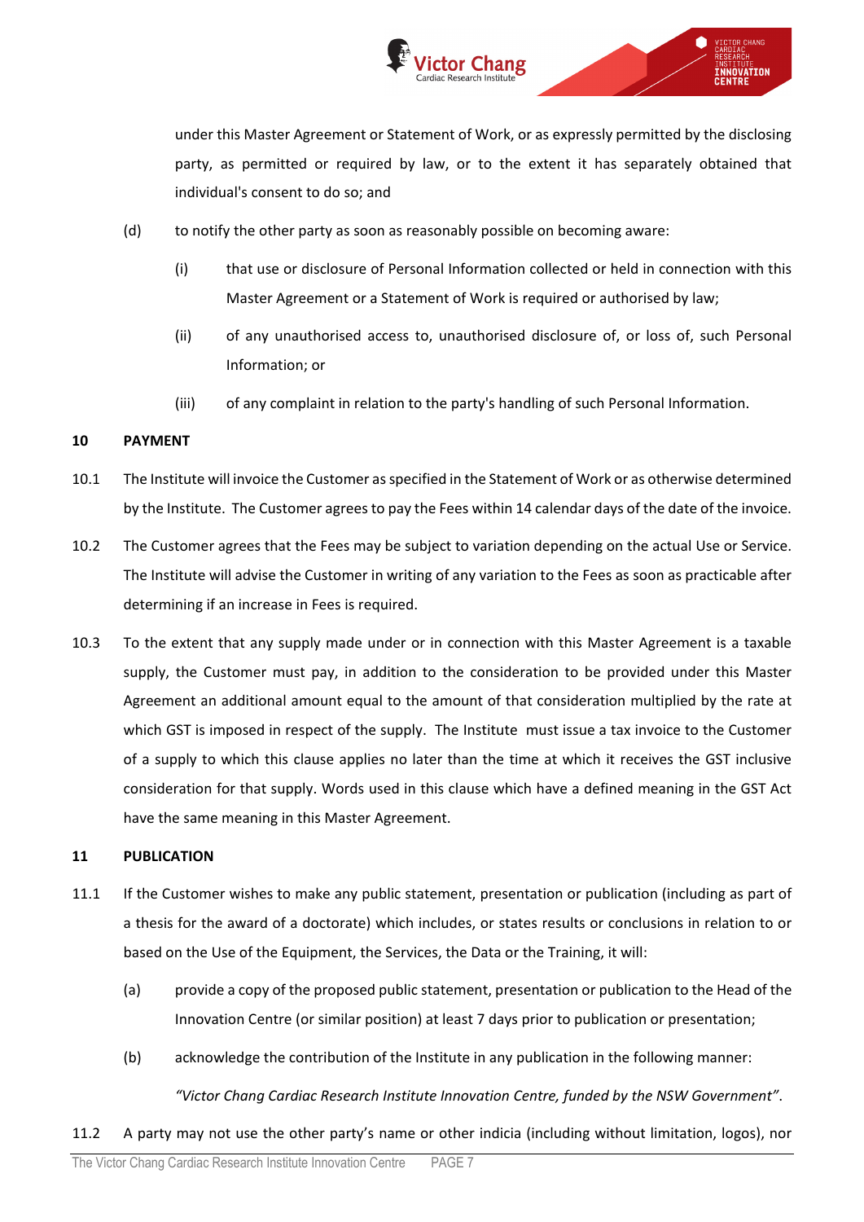under this Master Agreement or Statement of Work, or as expressly permitted by the disclosing party, as permitted or required by law, or to the extent it has separately obtained that individual's consent to do so; and

(d) to notify the other party as soon as reasonably possible on becoming aware:

(i) that use or disclosure of Personal Information collected or held in connection with this Master Agreement or a Statement of Work is required or authorised by law;

(ii) of any unauthorised access to, unauthorised disclosure of, or loss of, such Personal Information; or

(iii) of any complaint in relation to the party's handling of such Personal Information.

**10 PAYMENT**

10.1 The Institute will invoice the Customer as specified in the Statement of Work or as otherwise determined by the Institute. The Customer agrees to pay the Fees within 14 calendar days of the date of the invoice.

10.2 The Customer agrees that the Fees may be subject to variation depending on the actual Use or Service. The Institute will advise the Customer in writing of any variation to the Fees as soon as practicable after determining if an increase in Fees is required.

10.3 To the extent that any supply made under or in connection with this Master Agreement is a taxable supply, the Customer must pay, in addition to the consideration to be provided under this Master Agreement an additional amount equal to the amount of that consideration multiplied by the rate at which GST is imposed in respect of the supply. The Institute must issue a tax invoice to the Customer of a supply to which this clause applies no later than the time at which it receives the GST inclusive consideration for that supply. Words used in this clause which have a defined meaning in the GST Act have the same meaning in this Master Agreement.

**11 PUBLICATION**

11.1 If the Customer wishes to make any public statement, presentation or publication (including as part of a thesis for the award of a doctorate) which includes, or states results or conclusions in relation to or based on the Use of the Equipment, the Services, the Data or the Training, it will:

(a) provide a copy of the proposed public statement, presentation or publication to the Head of the Innovation Centre (or similar position) at least 7 days prior to publication or presentation;

(b) acknowledge the contribution of the Institute in any publication in the following manner:

*"Victor Chang Cardiac Research Institute Innovation Centre, funded by the NSW Government"*.

11.2 A party may not use the other party's name or other indicia (including without limitation, logos), nor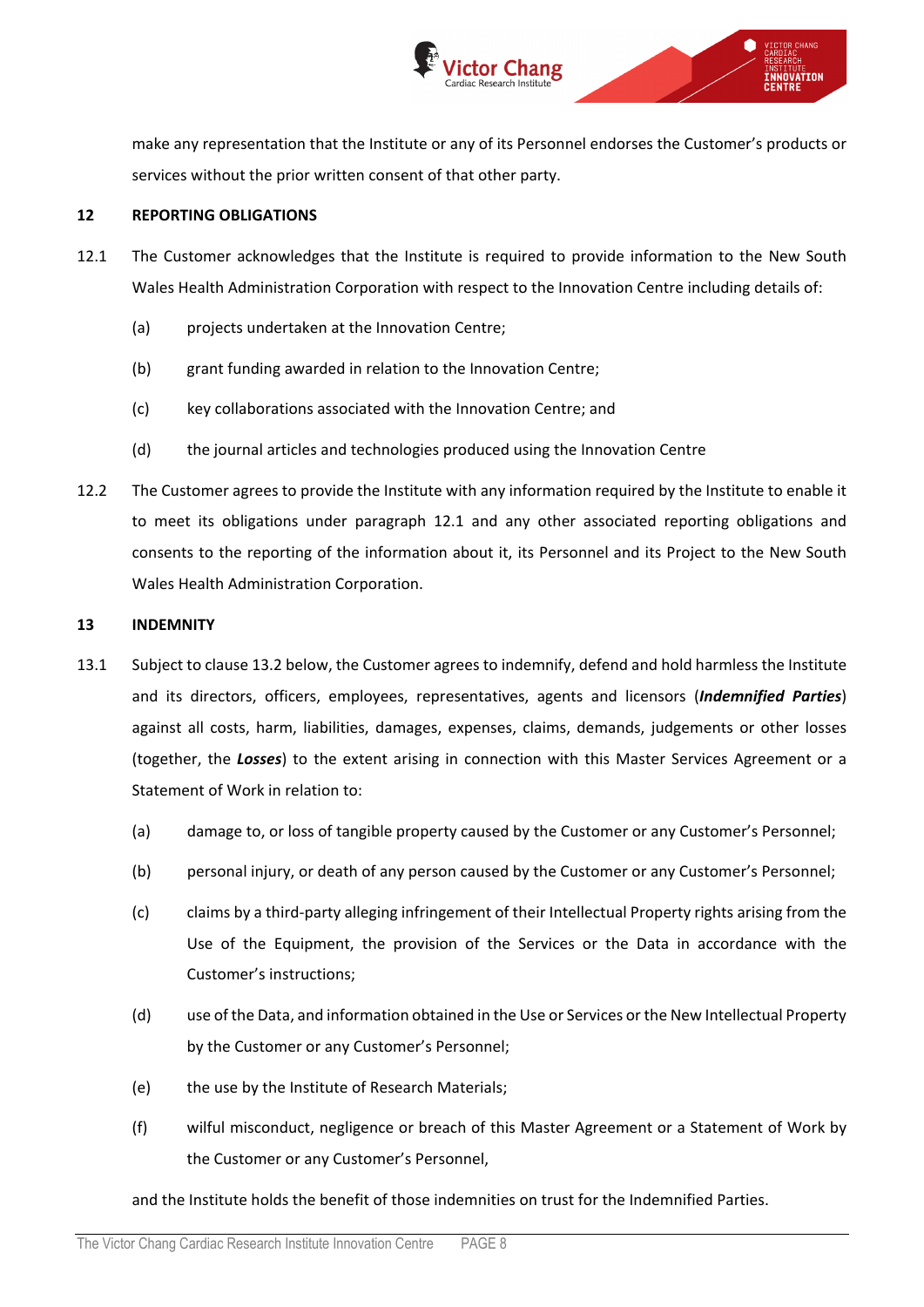make any representation that the Institute or any of its Personnel endorses the Customer's products or services without the prior written consent of that other party.

**12 REPORTING OBLIGATIONS**

12.1 The Customer acknowledges that the Institute is required to provide information to the New South Wales Health Administration Corporation with respect to the Innovation Centre including details of:

(a) projects undertaken at the Innovation Centre;

(b) grant funding awarded in relation to the Innovation Centre;

(c) key collaborations associated with the Innovation Centre; and

(d) the journal articles and technologies produced using the Innovation Centre

12.2 The Customer agrees to provide the Institute with any information required by the Institute to enable it to meet its obligations under paragraph 12.1 and any other associated reporting obligations and consents to the reporting of the information about it, its Personnel and its Project to the New South Wales Health Administration Corporation.

**13 INDEMNITY**

13.1 Subject to clause 13.2 below, the Customer agrees to indemnify, defend and hold harmless the Institute and its directors, officers, employees, representatives, agents and licensors (***Indemnified Parties***) against all costs, harm, liabilities, damages, expenses, claims, demands, judgements or other losses (together, the ***Losses***) to the extent arising in connection with this Master Services Agreement or a Statement of Work in relation to:

(a) damage to, or loss of tangible property caused by the Customer or any Customer's Personnel;

(b) personal injury, or death of any person caused by the Customer or any Customer's Personnel;

(c) claims by a third-party alleging infringement of their Intellectual Property rights arising from the Use of the Equipment, the provision of the Services or the Data in accordance with the Customer's instructions;

(d) use of the Data, and information obtained in the Use or Services or the New Intellectual Property by the Customer or any Customer's Personnel;

(e) the use by the Institute of Research Materials;

(f) wilful misconduct, negligence or breach of this Master Agreement or a Statement of Work by the Customer or any Customer's Personnel,

and the Institute holds the benefit of those indemnities on trust for the Indemnified Parties.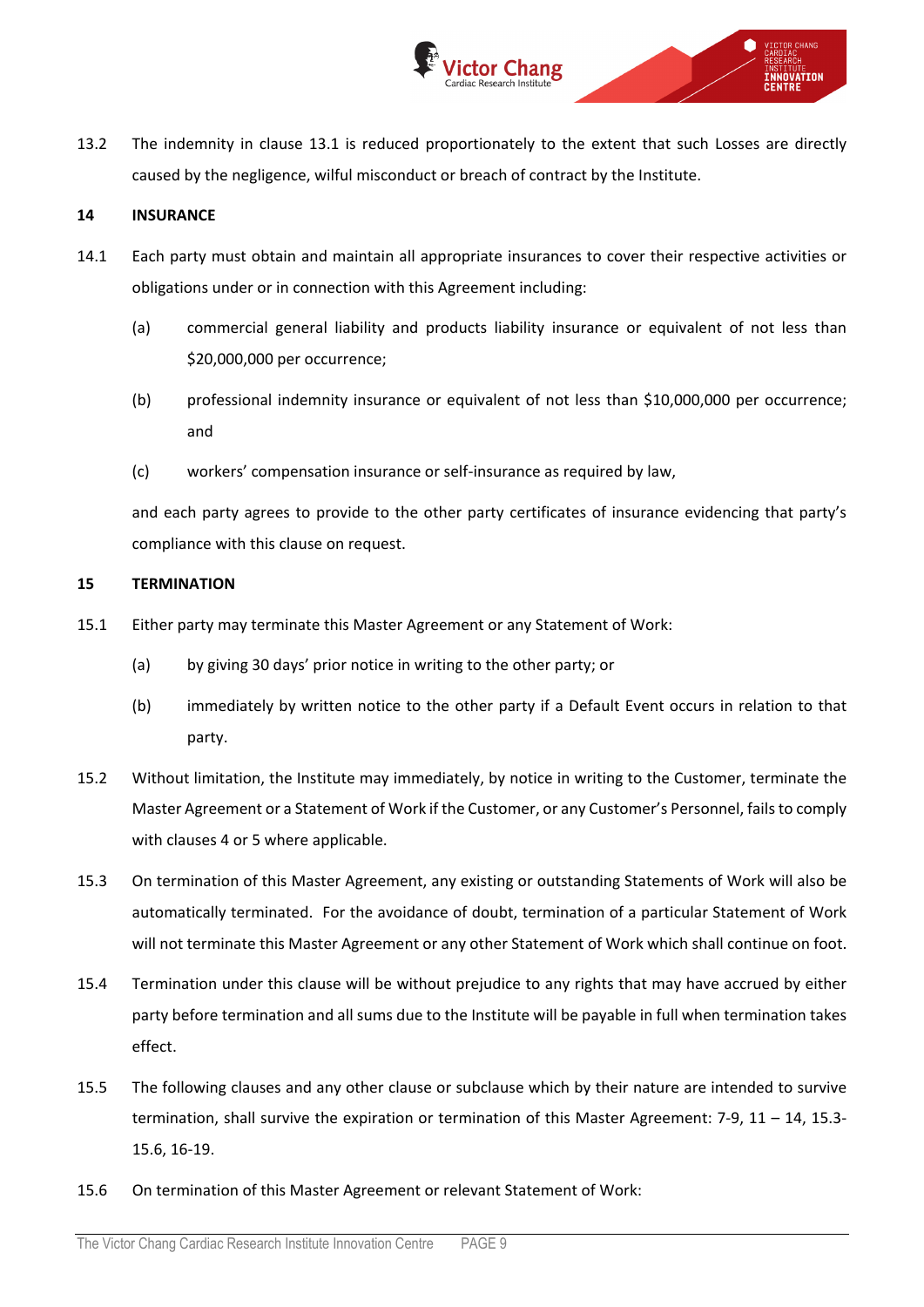13.2 The indemnity in clause 13.1 is reduced proportionately to the extent that such Losses are directly caused by the negligence, wilful misconduct or breach of contract by the Institute.

## 14 INSURANCE

14.1 Each party must obtain and maintain all appropriate insurances to cover their respective activities or obligations under or in connection with this Agreement including:

(a) commercial general liability and products liability insurance or equivalent of not less than $20,000,000 per occurrence;

(b) professional indemnity insurance or equivalent of not less than $10,000,000 per occurrence; and

(c) workers' compensation insurance or self-insurance as required by law,

and each party agrees to provide to the other party certificates of insurance evidencing that party's compliance with this clause on request.

## 15 TERMINATION

15.1 Either party may terminate this Master Agreement or any Statement of Work:

(a) by giving 30 days' prior notice in writing to the other party; or

(b) immediately by written notice to the other party if a Default Event occurs in relation to that party.

15.2 Without limitation, the Institute may immediately, by notice in writing to the Customer, terminate the Master Agreement or a Statement of Work if the Customer, or any Customer's Personnel, fails to comply with clauses 4 or 5 where applicable.

15.3 On termination of this Master Agreement, any existing or outstanding Statements of Work will also be automatically terminated. For the avoidance of doubt, termination of a particular Statement of Work will not terminate this Master Agreement or any other Statement of Work which shall continue on foot.

15.4 Termination under this clause will be without prejudice to any rights that may have accrued by either party before termination and all sums due to the Institute will be payable in full when termination takes effect.

15.5 The following clauses and any other clause or subclause which by their nature are intended to survive termination, shall survive the expiration or termination of this Master Agreement: 7-9, 11 – 14, 15.3-15.6, 16-19.

15.6 On termination of this Master Agreement or relevant Statement of Work: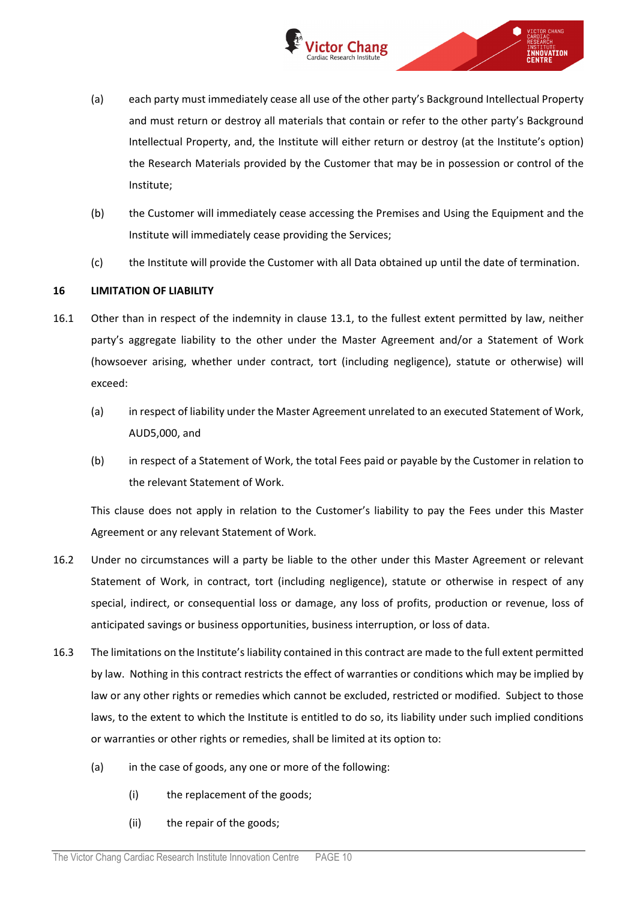(a) each party must immediately cease all use of the other party's Background Intellectual Property and must return or destroy all materials that contain or refer to the other party's Background Intellectual Property, and, the Institute will either return or destroy (at the Institute's option) the Research Materials provided by the Customer that may be in possession or control of the Institute;

(b) the Customer will immediately cease accessing the Premises and Using the Equipment and the Institute will immediately cease providing the Services;

(c) the Institute will provide the Customer with all Data obtained up until the date of termination.

## 16 LIMITATION OF LIABILITY

16.1 Other than in respect of the indemnity in clause 13.1, to the fullest extent permitted by law, neither party's aggregate liability to the other under the Master Agreement and/or a Statement of Work (howsoever arising, whether under contract, tort (including negligence), statute or otherwise) will exceed:

(a) in respect of liability under the Master Agreement unrelated to an executed Statement of Work, AUD5,000, and

(b) in respect of a Statement of Work, the total Fees paid or payable by the Customer in relation to the relevant Statement of Work.

This clause does not apply in relation to the Customer's liability to pay the Fees under this Master Agreement or any relevant Statement of Work.

16.2 Under no circumstances will a party be liable to the other under this Master Agreement or relevant Statement of Work, in contract, tort (including negligence), statute or otherwise in respect of any special, indirect, or consequential loss or damage, any loss of profits, production or revenue, loss of anticipated savings or business opportunities, business interruption, or loss of data.

16.3 The limitations on the Institute's liability contained in this contract are made to the full extent permitted by law. Nothing in this contract restricts the effect of warranties or conditions which may be implied by law or any other rights or remedies which cannot be excluded, restricted or modified. Subject to those laws, to the extent to which the Institute is entitled to do so, its liability under such implied conditions or warranties or other rights or remedies, shall be limited at its option to:

(a) in the case of goods, any one or more of the following:

(i) the replacement of the goods;

(ii) the repair of the goods;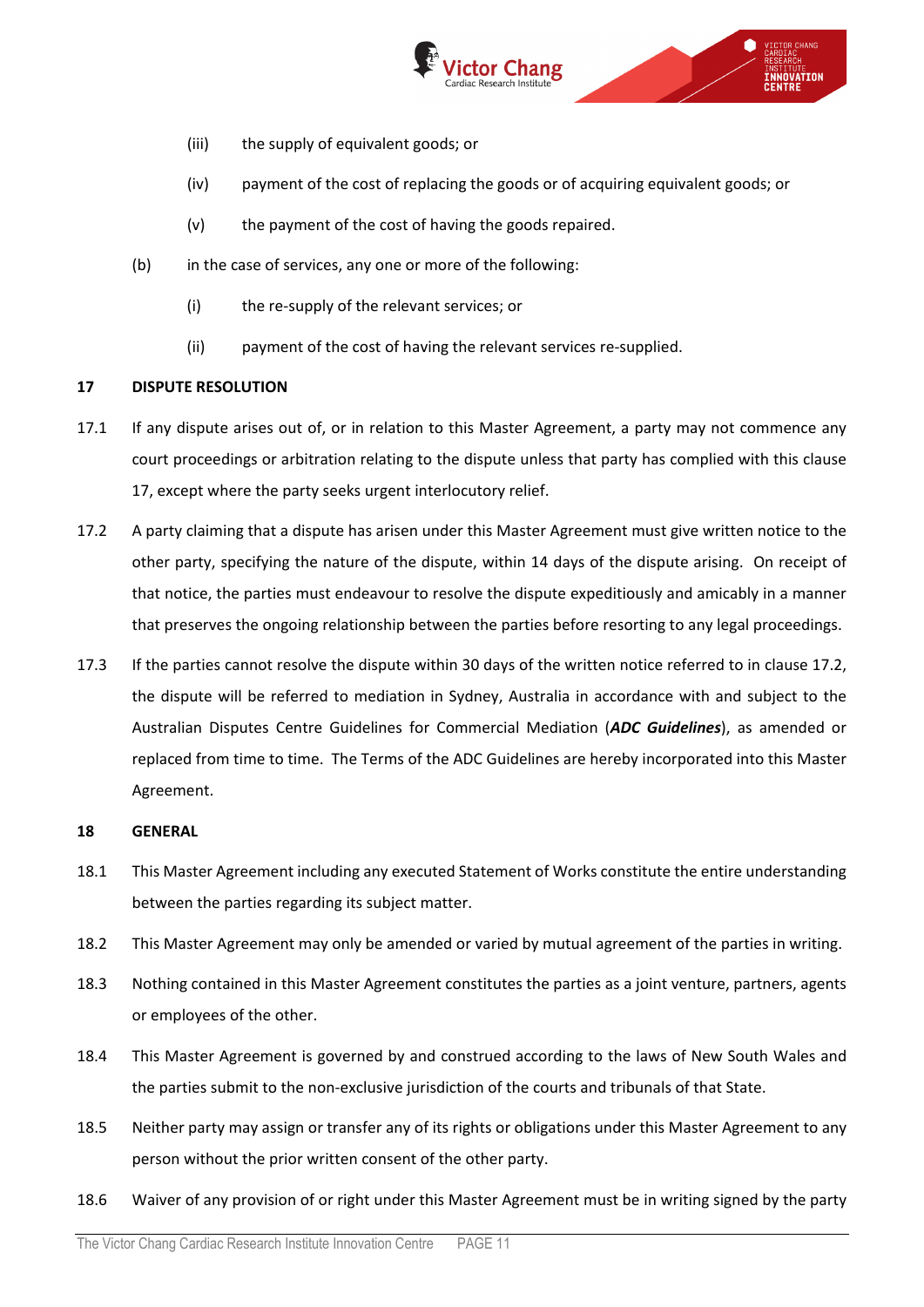(iii) the supply of equivalent goods; or

(iv) payment of the cost of replacing the goods or of acquiring equivalent goods; or

(v) the payment of the cost of having the goods repaired.

(b) in the case of services, any one or more of the following:

(i) the re-supply of the relevant services; or

(ii) payment of the cost of having the relevant services re-supplied.

**17 DISPUTE RESOLUTION**

17.1 If any dispute arises out of, or in relation to this Master Agreement, a party may not commence any court proceedings or arbitration relating to the dispute unless that party has complied with this clause 17, except where the party seeks urgent interlocutory relief.

17.2 A party claiming that a dispute has arisen under this Master Agreement must give written notice to the other party, specifying the nature of the dispute, within 14 days of the dispute arising. On receipt of that notice, the parties must endeavour to resolve the dispute expeditiously and amicably in a manner that preserves the ongoing relationship between the parties before resorting to any legal proceedings.

17.3 If the parties cannot resolve the dispute within 30 days of the written notice referred to in clause 17.2, the dispute will be referred to mediation in Sydney, Australia in accordance with and subject to the Australian Disputes Centre Guidelines for Commercial Mediation (***ADC Guidelines***), as amended or replaced from time to time. The Terms of the ADC Guidelines are hereby incorporated into this Master Agreement.

**18 GENERAL**

18.1 This Master Agreement including any executed Statement of Works constitute the entire understanding between the parties regarding its subject matter.

18.2 This Master Agreement may only be amended or varied by mutual agreement of the parties in writing.

18.3 Nothing contained in this Master Agreement constitutes the parties as a joint venture, partners, agents or employees of the other.

18.4 This Master Agreement is governed by and construed according to the laws of New South Wales and the parties submit to the non-exclusive jurisdiction of the courts and tribunals of that State.

18.5 Neither party may assign or transfer any of its rights or obligations under this Master Agreement to any person without the prior written consent of the other party.

18.6 Waiver of any provision of or right under this Master Agreement must be in writing signed by the party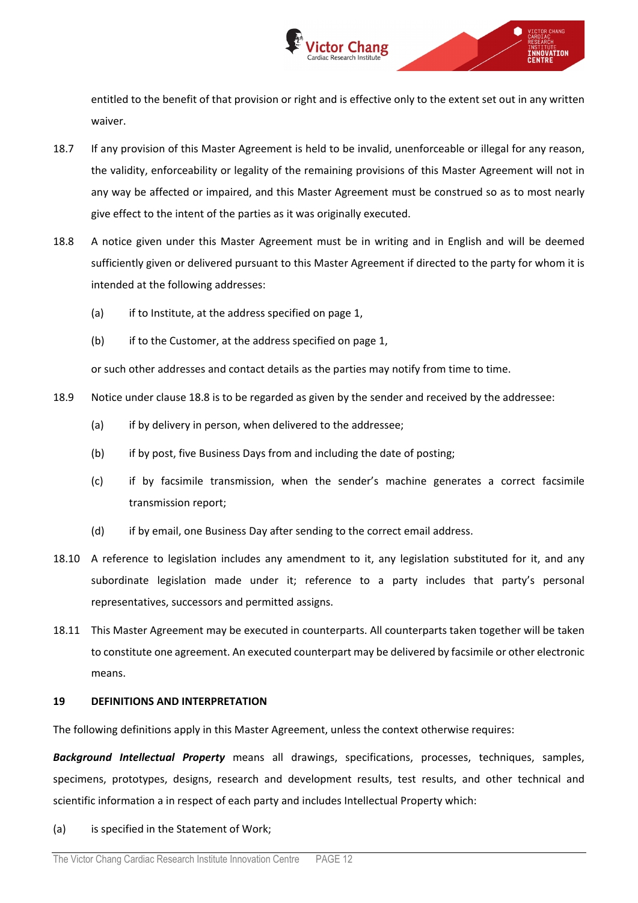entitled to the benefit of that provision or right and is effective only to the extent set out in any written waiver.

18.7 If any provision of this Master Agreement is held to be invalid, unenforceable or illegal for any reason, the validity, enforceability or legality of the remaining provisions of this Master Agreement will not in any way be affected or impaired, and this Master Agreement must be construed so as to most nearly give effect to the intent of the parties as it was originally executed.

18.8 A notice given under this Master Agreement must be in writing and in English and will be deemed sufficiently given or delivered pursuant to this Master Agreement if directed to the party for whom it is intended at the following addresses:

(a) if to Institute, at the address specified on page 1,

(b) if to the Customer, at the address specified on page 1,

or such other addresses and contact details as the parties may notify from time to time.

18.9 Notice under clause 18.8 is to be regarded as given by the sender and received by the addressee:

(a) if by delivery in person, when delivered to the addressee;

(b) if by post, five Business Days from and including the date of posting;

(c) if by facsimile transmission, when the sender's machine generates a correct facsimile transmission report;

(d) if by email, one Business Day after sending to the correct email address.

18.10 A reference to legislation includes any amendment to it, any legislation substituted for it, and any subordinate legislation made under it; reference to a party includes that party's personal representatives, successors and permitted assigns.

18.11 This Master Agreement may be executed in counterparts. All counterparts taken together will be taken to constitute one agreement. An executed counterpart may be delivered by facsimile or other electronic means.

## 19 DEFINITIONS AND INTERPRETATION

The following definitions apply in this Master Agreement, unless the context otherwise requires:

***Background Intellectual Property*** means all drawings, specifications, processes, techniques, samples, specimens, prototypes, designs, research and development results, test results, and other technical and scientific information a in respect of each party and includes Intellectual Property which:

(a) is specified in the Statement of Work;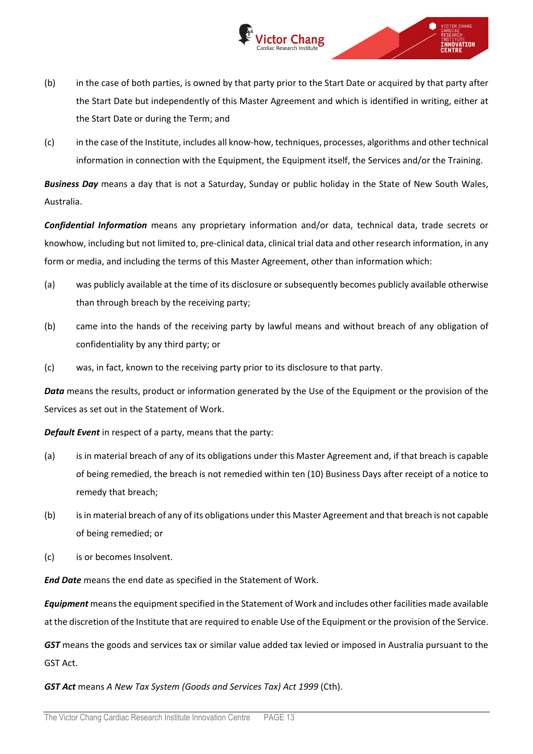(b) in the case of both parties, is owned by that party prior to the Start Date or acquired by that party after the Start Date but independently of this Master Agreement and which is identified in writing, either at the Start Date or during the Term; and

(c) in the case of the Institute, includes all know-how, techniques, processes, algorithms and other technical information in connection with the Equipment, the Equipment itself, the Services and/or the Training.

***Business Day*** means a day that is not a Saturday, Sunday or public holiday in the State of New South Wales, Australia.

***Confidential Information*** means any proprietary information and/or data, technical data, trade secrets or knowhow, including but not limited to, pre-clinical data, clinical trial data and other research information, in any form or media, and including the terms of this Master Agreement, other than information which:

(a) was publicly available at the time of its disclosure or subsequently becomes publicly available otherwise than through breach by the receiving party;

(b) came into the hands of the receiving party by lawful means and without breach of any obligation of confidentiality by any third party; or

(c) was, in fact, known to the receiving party prior to its disclosure to that party.

***Data*** means the results, product or information generated by the Use of the Equipment or the provision of the Services as set out in the Statement of Work.

***Default Event*** in respect of a party, means that the party:

(a) is in material breach of any of its obligations under this Master Agreement and, if that breach is capable of being remedied, the breach is not remedied within ten (10) Business Days after receipt of a notice to remedy that breach;

(b) is in material breach of any of its obligations under this Master Agreement and that breach is not capable of being remedied; or

(c) is or becomes Insolvent.

***End Date*** means the end date as specified in the Statement of Work.

***Equipment*** means the equipment specified in the Statement of Work and includes other facilities made available at the discretion of the Institute that are required to enable Use of the Equipment or the provision of the Service.

***GST*** means the goods and services tax or similar value added tax levied or imposed in Australia pursuant to the GST Act.

***GST Act*** means *A New Tax System (Goods and Services Tax) Act 1999* (Cth).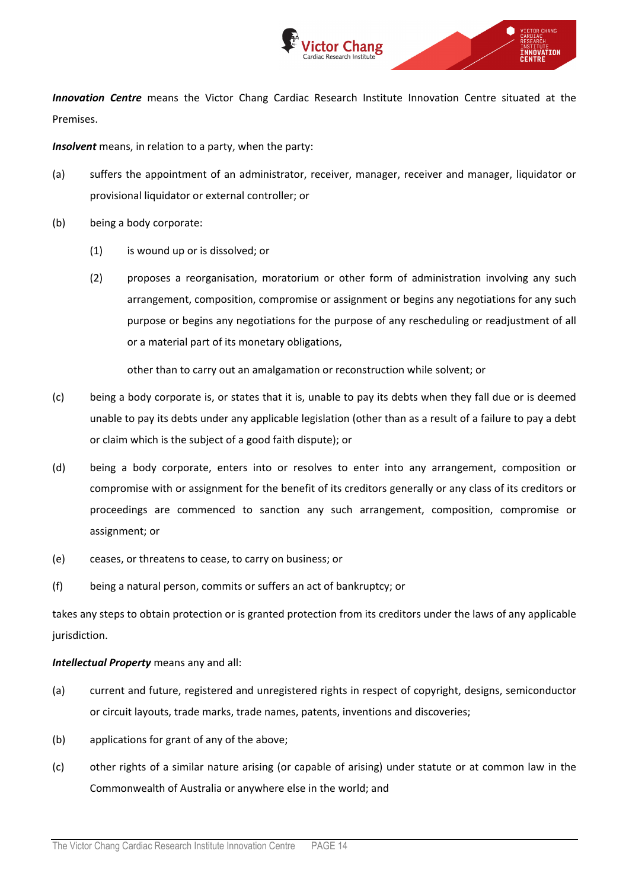***Innovation Centre*** means the Victor Chang Cardiac Research Institute Innovation Centre situated at the Premises.

***Insolvent*** means, in relation to a party, when the party:

(a) suffers the appointment of an administrator, receiver, manager, receiver and manager, liquidator or provisional liquidator or external controller; or

(b) being a body corporate:

  (1) is wound up or is dissolved; or

  (2) proposes a reorganisation, moratorium or other form of administration involving any such arrangement, composition, compromise or assignment or begins any negotiations for any such purpose or begins any negotiations for the purpose of any rescheduling or readjustment of all or a material part of its monetary obligations,

  other than to carry out an amalgamation or reconstruction while solvent; or

(c) being a body corporate is, or states that it is, unable to pay its debts when they fall due or is deemed unable to pay its debts under any applicable legislation (other than as a result of a failure to pay a debt or claim which is the subject of a good faith dispute); or

(d) being a body corporate, enters into or resolves to enter into any arrangement, composition or compromise with or assignment for the benefit of its creditors generally or any class of its creditors or proceedings are commenced to sanction any such arrangement, composition, compromise or assignment; or

(e) ceases, or threatens to cease, to carry on business; or

(f) being a natural person, commits or suffers an act of bankruptcy; or

takes any steps to obtain protection or is granted protection from its creditors under the laws of any applicable jurisdiction.

***Intellectual Property*** means any and all:

(a) current and future, registered and unregistered rights in respect of copyright, designs, semiconductor or circuit layouts, trade marks, trade names, patents, inventions and discoveries;

(b) applications for grant of any of the above;

(c) other rights of a similar nature arising (or capable of arising) under statute or at common law in the Commonwealth of Australia or anywhere else in the world; and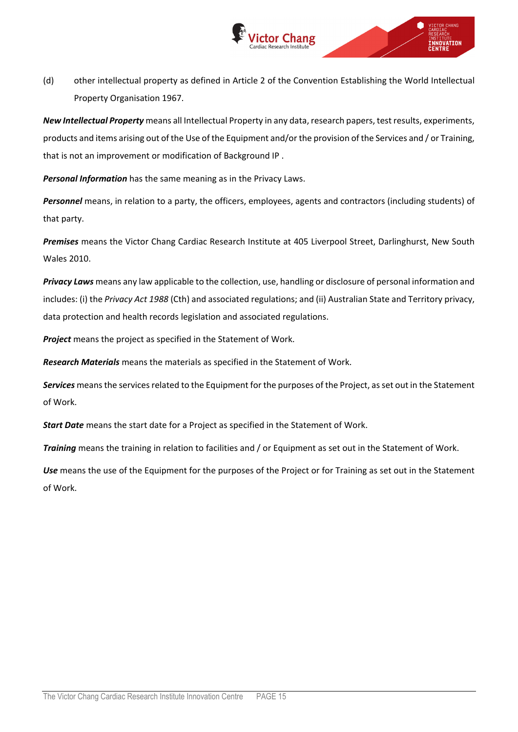(d) other intellectual property as defined in Article 2 of the Convention Establishing the World Intellectual Property Organisation 1967.

***New Intellectual Property*** means all Intellectual Property in any data, research papers, test results, experiments, products and items arising out of the Use of the Equipment and/or the provision of the Services and / or Training, that is not an improvement or modification of Background IP .

***Personal Information*** has the same meaning as in the Privacy Laws.

***Personnel*** means, in relation to a party, the officers, employees, agents and contractors (including students) of that party.

***Premises*** means the Victor Chang Cardiac Research Institute at 405 Liverpool Street, Darlinghurst, New South Wales 2010.

***Privacy Laws*** means any law applicable to the collection, use, handling or disclosure of personal information and includes: (i) the *Privacy Act 1988* (Cth) and associated regulations; and (ii) Australian State and Territory privacy, data protection and health records legislation and associated regulations.

***Project*** means the project as specified in the Statement of Work.

***Research Materials*** means the materials as specified in the Statement of Work.

***Services*** means the services related to the Equipment for the purposes of the Project, as set out in the Statement of Work.

***Start Date*** means the start date for a Project as specified in the Statement of Work.

***Training*** means the training in relation to facilities and / or Equipment as set out in the Statement of Work.

***Use*** means the use of the Equipment for the purposes of the Project or for Training as set out in the Statement of Work.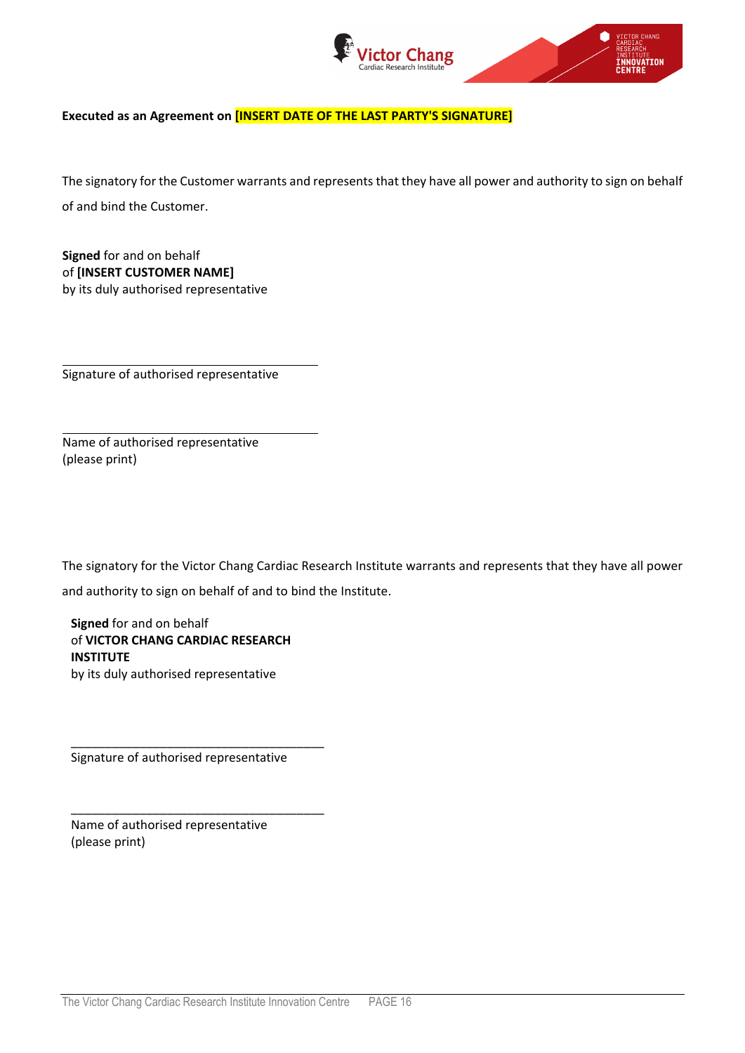**Executed as an Agreement on [INSERT DATE OF THE LAST PARTY'S SIGNATURE]**

The signatory for the Customer warrants and represents that they have all power and authority to sign on behalf of and bind the Customer.

**Signed** for and on behalf
of **[INSERT CUSTOMER NAME]**
by its duly authorised representative

\_\_\_\_\_\_\_\_\_\_\_\_\_\_\_\_\_\_\_\_\_\_\_\_\_\_\_\_\_\_\_\_\_\_\_\_\_\_\_
Signature of authorised representative

\_\_\_\_\_\_\_\_\_\_\_\_\_\_\_\_\_\_\_\_\_\_\_\_\_\_\_\_\_\_\_\_\_\_\_\_\_\_\_
Name of authorised representative
(please print)

The signatory for the Victor Chang Cardiac Research Institute warrants and represents that they have all power and authority to sign on behalf of and to bind the Institute.

**Signed** for and on behalf
of **VICTOR CHANG CARDIAC RESEARCH INSTITUTE**
by its duly authorised representative

\_\_\_\_\_\_\_\_\_\_\_\_\_\_\_\_\_\_\_\_\_\_\_\_\_\_\_\_\_\_\_\_\_\_\_\_\_\_\_
Signature of authorised representative

\_\_\_\_\_\_\_\_\_\_\_\_\_\_\_\_\_\_\_\_\_\_\_\_\_\_\_\_\_\_\_\_\_\_\_\_\_\_\_
Name of authorised representative
(please print)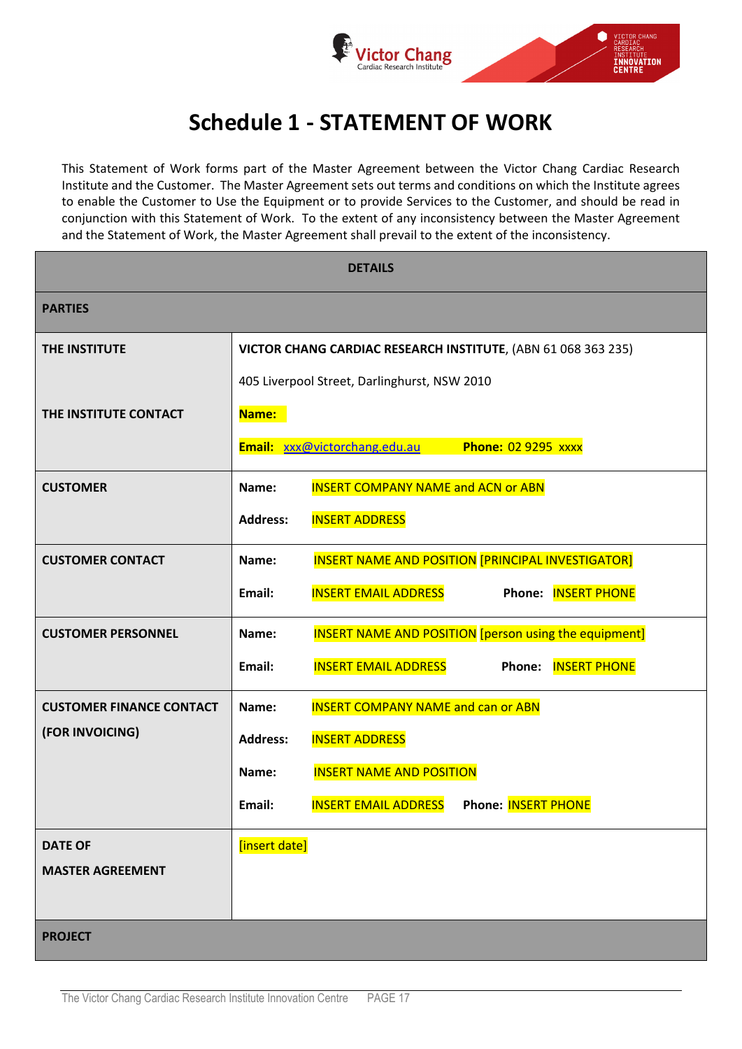# Schedule 1 - STATEMENT OF WORK

This Statement of Work forms part of the Master Agreement between the Victor Chang Cardiac Research Institute and the Customer. The Master Agreement sets out terms and conditions on which the Institute agrees to enable the Customer to Use the Equipment or to provide Services to the Customer, and should be read in conjunction with this Statement of Work. To the extent of any inconsistency between the Master Agreement and the Statement of Work, the Master Agreement shall prevail to the extent of the inconsistency.

| **DETAILS** | |
|---|---|
| **PARTIES** | |
| **THE INSTITUTE** | **VICTOR CHANG CARDIAC RESEARCH INSTITUTE**, (ABN 61 068 363 235)<br>405 Liverpool Street, Darlinghurst, NSW 2010 |
| **THE INSTITUTE CONTACT** | **Name:**<br>**Email:** xxx@victorchang.edu.au **Phone:** 02 9295 xxxx |
| **CUSTOMER** | **Name:** INSERT COMPANY NAME and ACN or ABN<br>**Address:** INSERT ADDRESS |
| **CUSTOMER CONTACT** | **Name:** INSERT NAME AND POSITION [PRINCIPAL INVESTIGATOR]<br>**Email:** INSERT EMAIL ADDRESS **Phone:** INSERT PHONE |
| **CUSTOMER PERSONNEL** | **Name:** INSERT NAME AND POSITION [person using the equipment]<br>**Email:** INSERT EMAIL ADDRESS **Phone:** INSERT PHONE |
| **CUSTOMER FINANCE CONTACT (FOR INVOICING)** | **Name:** INSERT COMPANY NAME and can or ABN<br>**Address:** INSERT ADDRESS<br>**Name:** INSERT NAME AND POSITION<br>**Email:** INSERT EMAIL ADDRESS **Phone:** INSERT PHONE |
| **DATE OF MASTER AGREEMENT** | [insert date] |
| **PROJECT** | |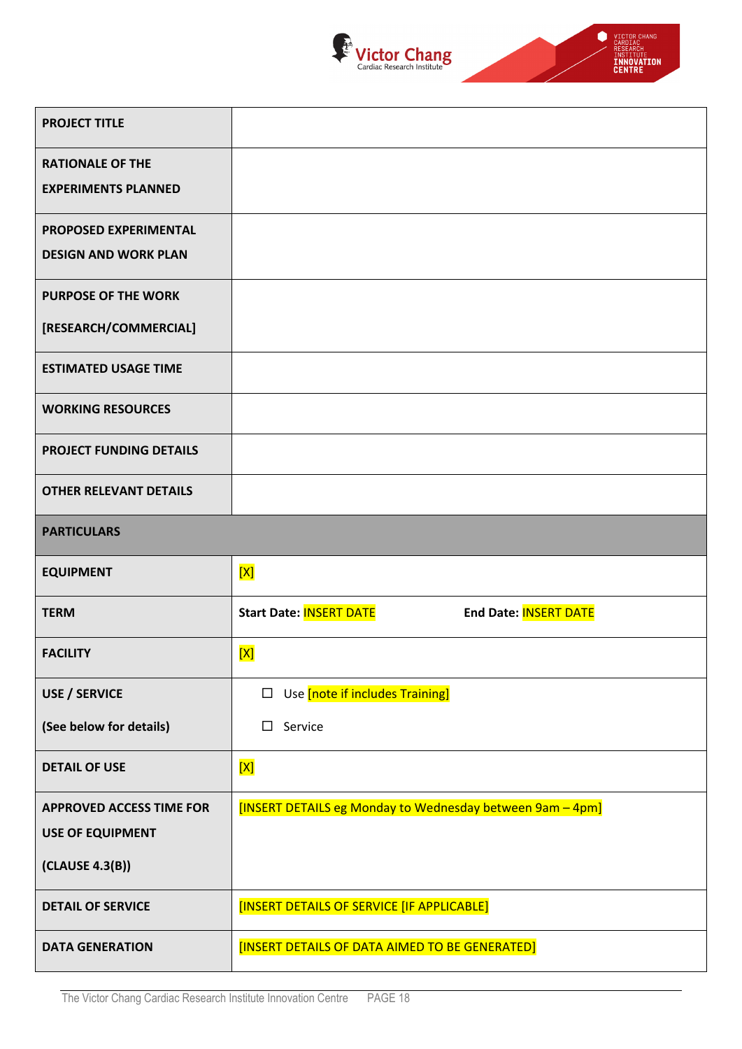| PROJECT TITLE | |
|---|---|
| RATIONALE OF THE EXPERIMENTS PLANNED | |
| PROPOSED EXPERIMENTAL DESIGN AND WORK PLAN | |
| PURPOSE OF THE WORK [RESEARCH/COMMERCIAL] | |
| ESTIMATED USAGE TIME | |
| WORKING RESOURCES | |
| PROJECT FUNDING DETAILS | |
| OTHER RELEVANT DETAILS | |
| **PARTICULARS** | |
| EQUIPMENT | [X] |
| TERM | **Start Date:** INSERT DATE **End Date:** INSERT DATE |
| FACILITY | [X] |
| USE / SERVICE (See below for details) | ☐ Use [note if includes Training] ☐ Service |
| DETAIL OF USE | [X] |
| APPROVED ACCESS TIME FOR USE OF EQUIPMENT (CLAUSE 4.3(B)) | [INSERT DETAILS eg Monday to Wednesday between 9am – 4pm] |
| DETAIL OF SERVICE | [INSERT DETAILS OF SERVICE [IF APPLICABLE] |
| DATA GENERATION | [INSERT DETAILS OF DATA AIMED TO BE GENERATED] |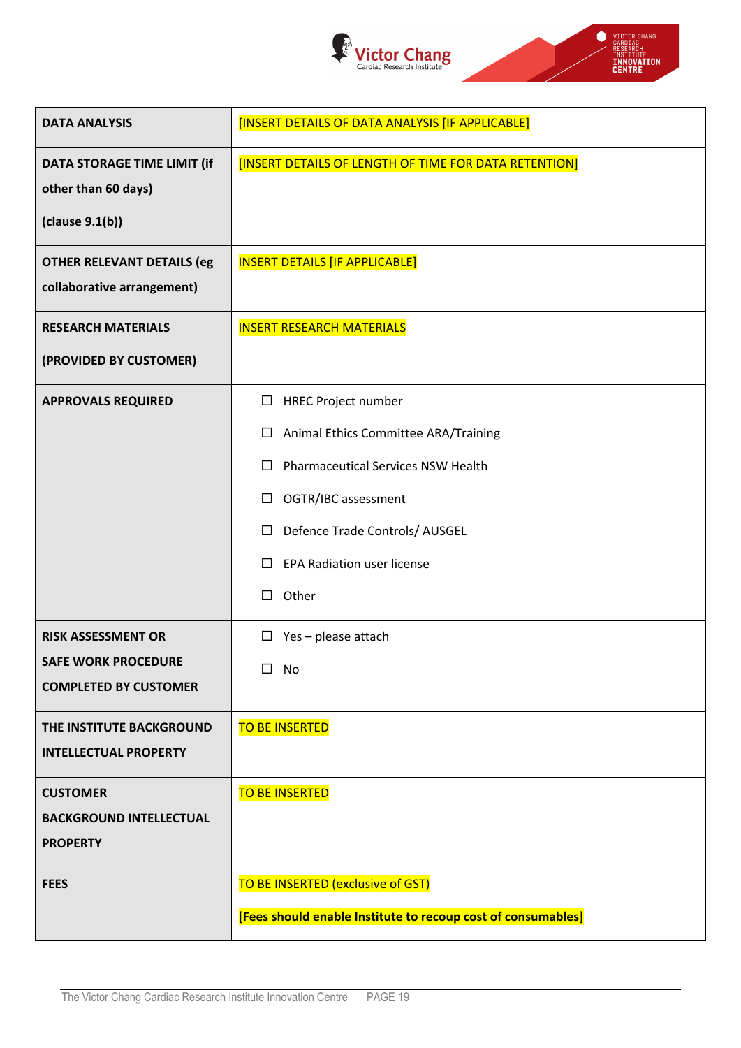| DATA ANALYSIS | [INSERT DETAILS OF DATA ANALYSIS [IF APPLICABLE] |
|---|---|
| DATA STORAGE TIME LIMIT (if other than 60 days) (clause 9.1(b)) | [INSERT DETAILS OF LENGTH OF TIME FOR DATA RETENTION] |
| OTHER RELEVANT DETAILS (eg collaborative arrangement) | INSERT DETAILS [IF APPLICABLE] |
| RESEARCH MATERIALS (PROVIDED BY CUSTOMER) | INSERT RESEARCH MATERIALS |
| APPROVALS REQUIRED | ☐ HREC Project number<br>☐ Animal Ethics Committee ARA/Training<br>☐ Pharmaceutical Services NSW Health<br>☐ OGTR/IBC assessment<br>☐ Defence Trade Controls/ AUSGEL<br>☐ EPA Radiation user license<br>☐ Other |
| RISK ASSESSMENT OR SAFE WORK PROCEDURE COMPLETED BY CUSTOMER | ☐ Yes – please attach<br>☐ No |
| THE INSTITUTE BACKGROUND INTELLECTUAL PROPERTY | TO BE INSERTED |
| CUSTOMER BACKGROUND INTELLECTUAL PROPERTY | TO BE INSERTED |
| FEES | TO BE INSERTED (exclusive of GST)<br>**[Fees should enable Institute to recoup cost of consumables]** |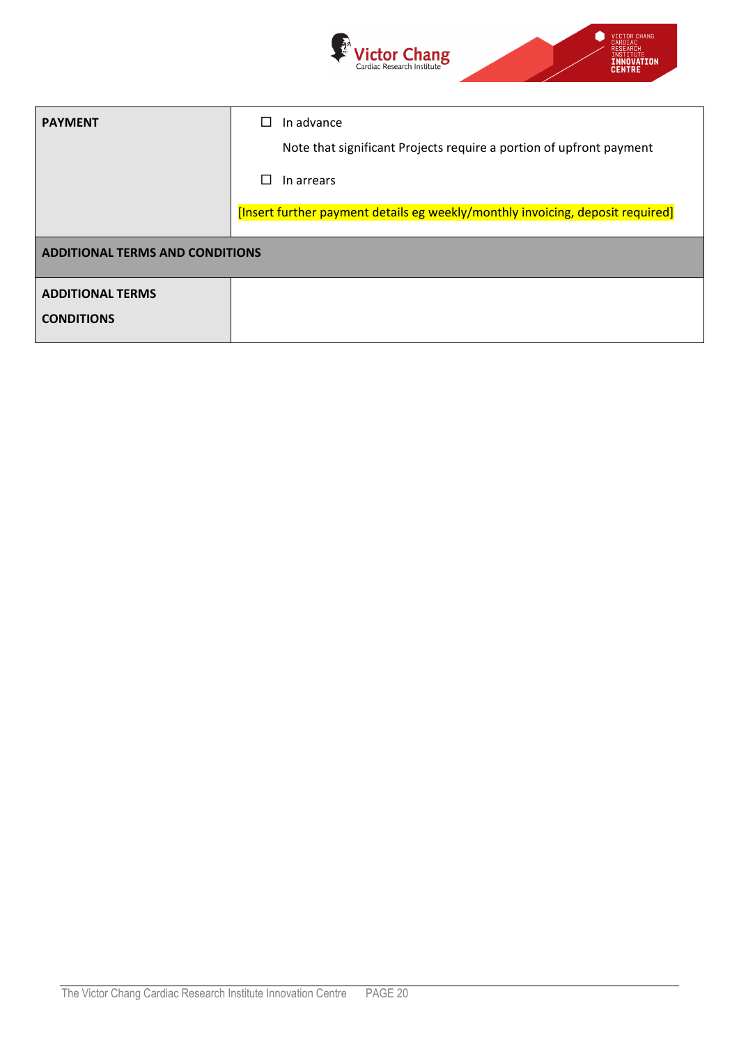| PAYMENT | ☐ In advance<br>Note that significant Projects require a portion of upfront payment<br>☐ In arrears<br>[Insert further payment details eg weekly/monthly invoicing, deposit required] |
|---|---|
| **ADDITIONAL TERMS AND CONDITIONS** | |
| **ADDITIONAL TERMS CONDITIONS** | |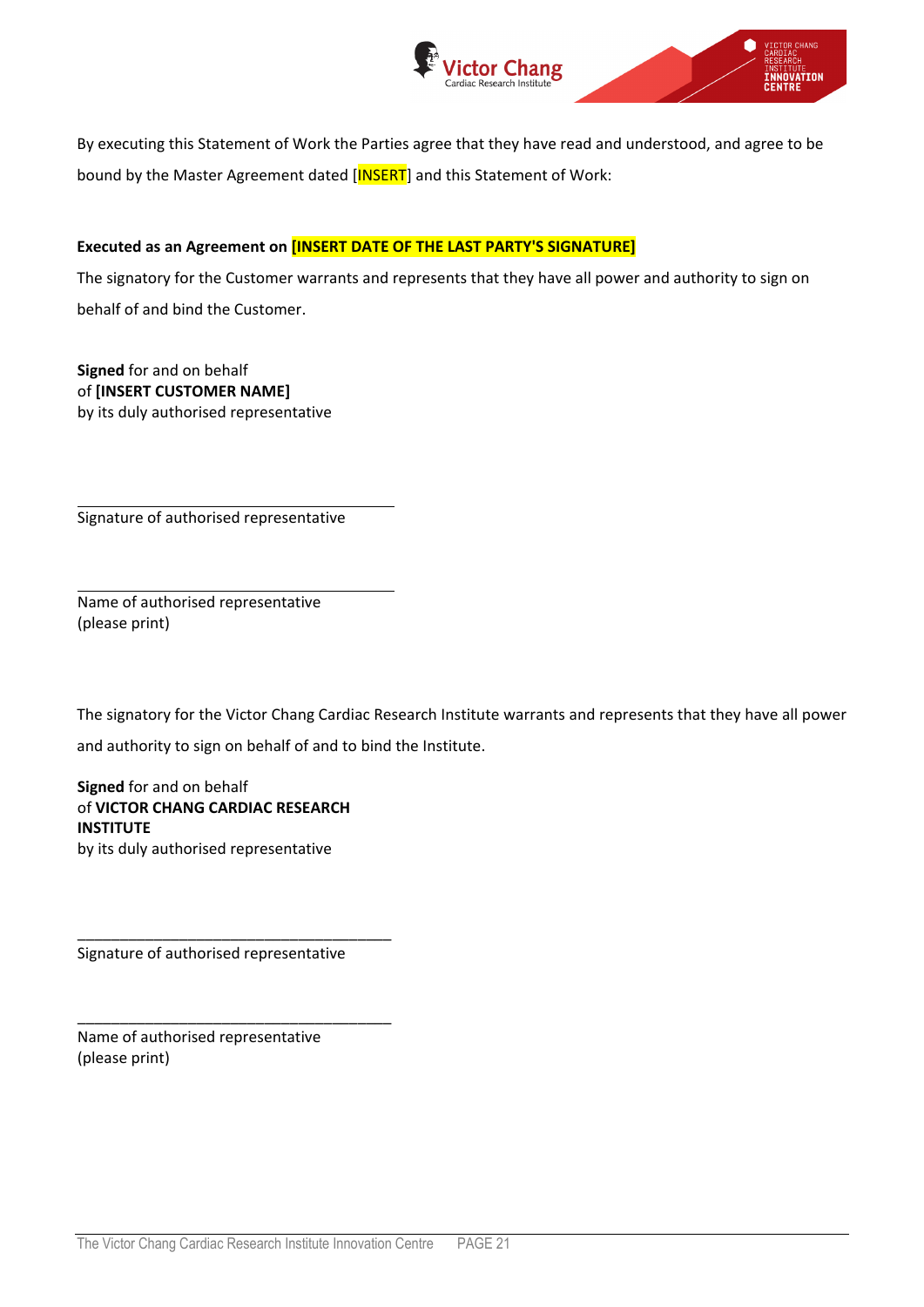By executing this Statement of Work the Parties agree that they have read and understood, and agree to be bound by the Master Agreement dated [INSERT] and this Statement of Work:

**Executed as an Agreement on [INSERT DATE OF THE LAST PARTY'S SIGNATURE]**

The signatory for the Customer warrants and represents that they have all power and authority to sign on behalf of and bind the Customer.

**Signed** for and on behalf
of **[INSERT CUSTOMER NAME]**
by its duly authorised representative

\_\_\_\_\_\_\_\_\_\_\_\_\_\_\_\_\_\_\_\_\_\_\_\_\_\_\_\_\_\_\_\_\_\_\_\_\_\_\_\_

Signature of authorised representative

\_\_\_\_\_\_\_\_\_\_\_\_\_\_\_\_\_\_\_\_\_\_\_\_\_\_\_\_\_\_\_\_\_\_\_\_\_\_\_\_

Name of authorised representative
(please print)

The signatory for the Victor Chang Cardiac Research Institute warrants and represents that they have all power and authority to sign on behalf of and to bind the Institute.

**Signed** for and on behalf
of **VICTOR CHANG CARDIAC RESEARCH INSTITUTE**
by its duly authorised representative

\_\_\_\_\_\_\_\_\_\_\_\_\_\_\_\_\_\_\_\_\_\_\_\_\_\_\_\_\_\_\_\_\_\_\_\_\_\_\_\_

Signature of authorised representative

\_\_\_\_\_\_\_\_\_\_\_\_\_\_\_\_\_\_\_\_\_\_\_\_\_\_\_\_\_\_\_\_\_\_\_\_\_\_\_\_

Name of authorised representative
(please print)